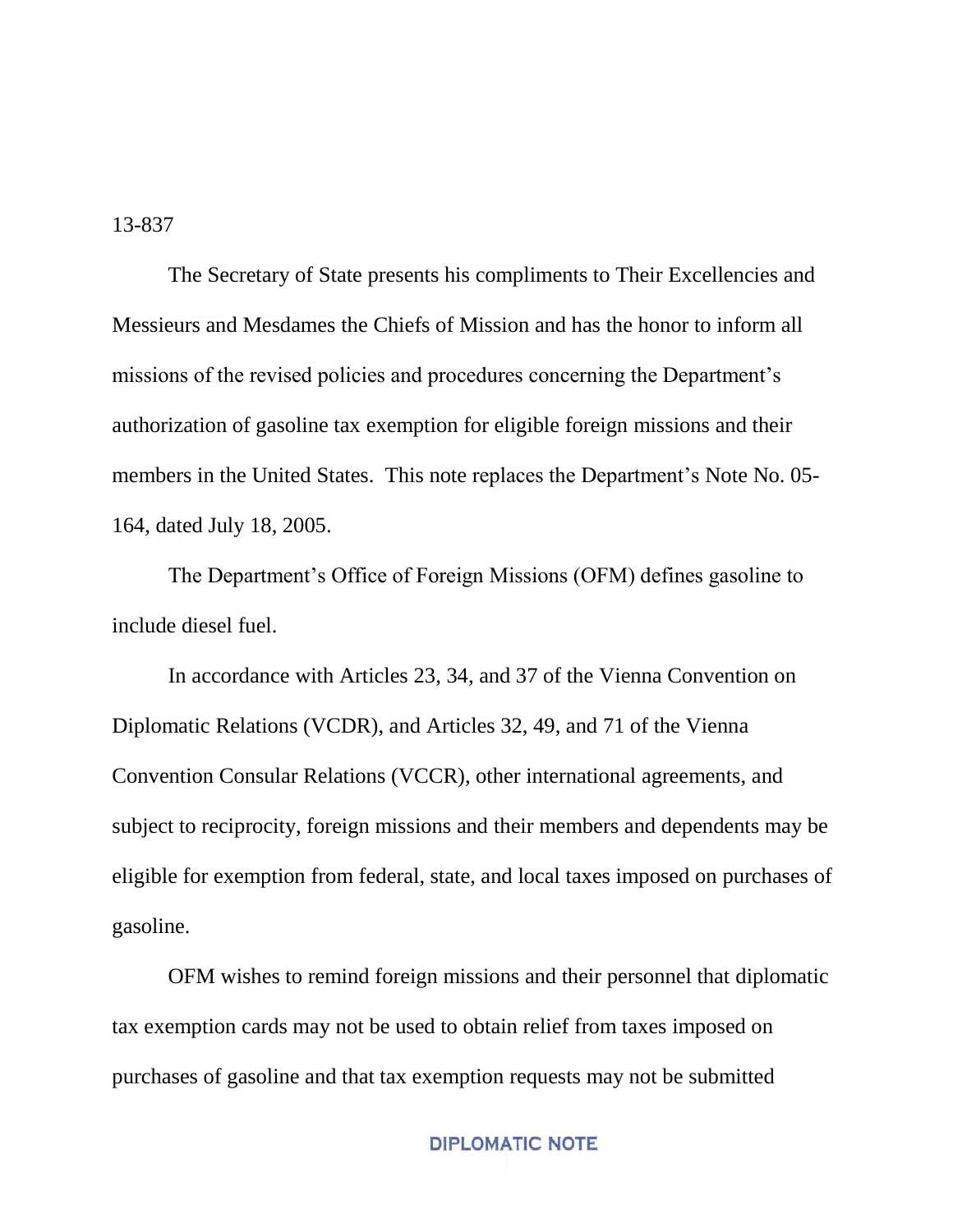13-837

The Secretary of State presents his compliments to Their Excellencies and Messieurs and Mesdames the Chiefs of Mission and has the honor to inform all missions of the revised policies and procedures concerning the Department's authorization of gasoline tax exemption for eligible foreign missions and their members in the United States. This note replaces the Department's Note No. 05-164, dated July 18, 2005.

The Department's Office of Foreign Missions (OFM) defines gasoline to include diesel fuel.

In accordance with Articles 23, 34, and 37 of the Vienna Convention on Diplomatic Relations (VCDR), and Articles 32, 49, and 71 of the Vienna Convention Consular Relations (VCCR), other international agreements, and subject to reciprocity, foreign missions and their members and dependents may be eligible for exemption from federal, state, and local taxes imposed on purchases of gasoline.

OFM wishes to remind foreign missions and their personnel that diplomatic tax exemption cards may not be used to obtain relief from taxes imposed on purchases of gasoline and that tax exemption requests may not be submitted

DIPLOMATIC NOTE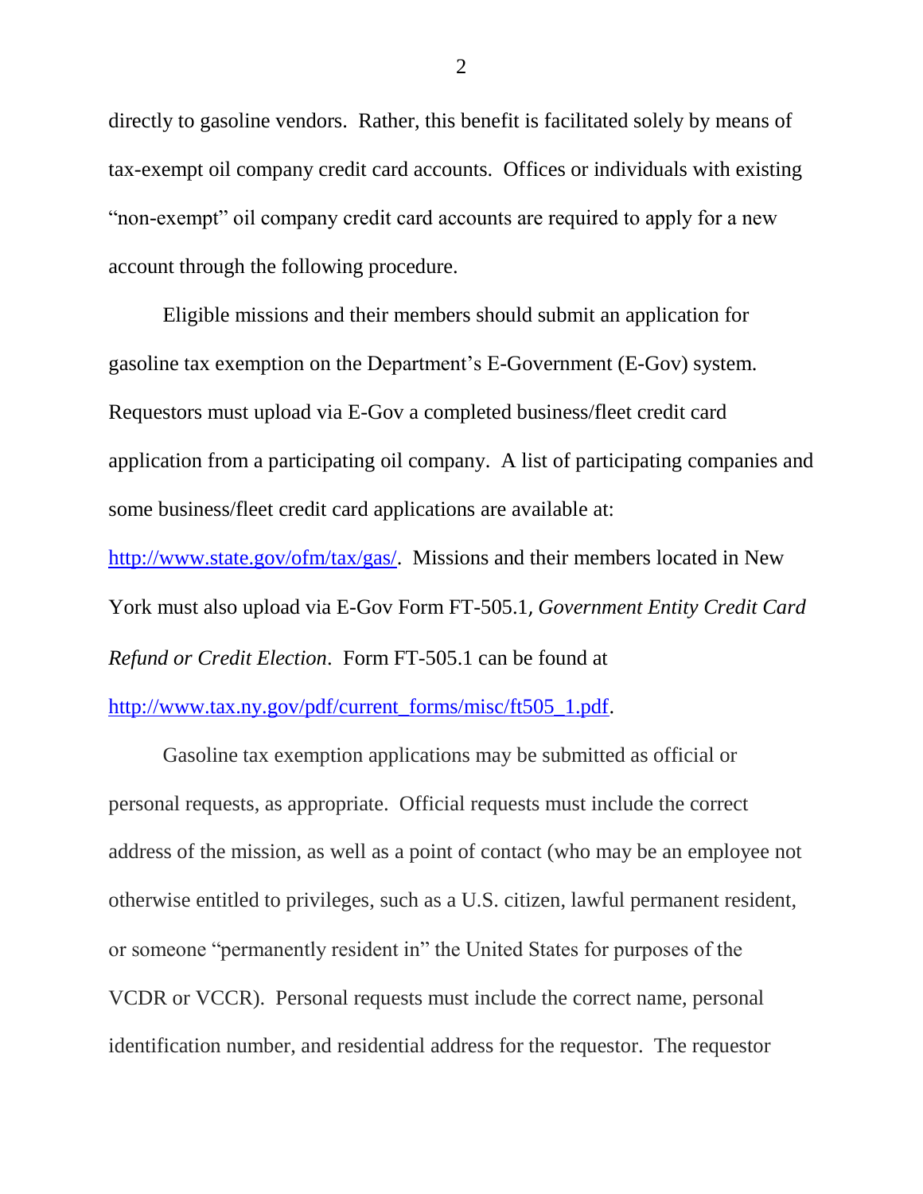directly to gasoline vendors. Rather, this benefit is facilitated solely by means of tax-exempt oil company credit card accounts. Offices or individuals with existing "non-exempt" oil company credit card accounts are required to apply for a new account through the following procedure.

Eligible missions and their members should submit an application for gasoline tax exemption on the Department's E-Government (E-Gov) system. Requestors must upload via E-Gov a completed business/fleet credit card application from a participating oil company. A list of participating companies and some business/fleet credit card applications are available at: http://www.state.gov/ofm/tax/gas/. Missions and their members located in New York must also upload via E-Gov Form FT-505.1, *Government Entity Credit Card Refund or Credit Election*. Form FT-505.1 can be found at http://www.tax.ny.gov/pdf/current_forms/misc/ft505_1.pdf.

Gasoline tax exemption applications may be submitted as official or personal requests, as appropriate. Official requests must include the correct address of the mission, as well as a point of contact (who may be an employee not otherwise entitled to privileges, such as a U.S. citizen, lawful permanent resident, or someone "permanently resident in" the United States for purposes of the VCDR or VCCR). Personal requests must include the correct name, personal identification number, and residential address for the requestor. The requestor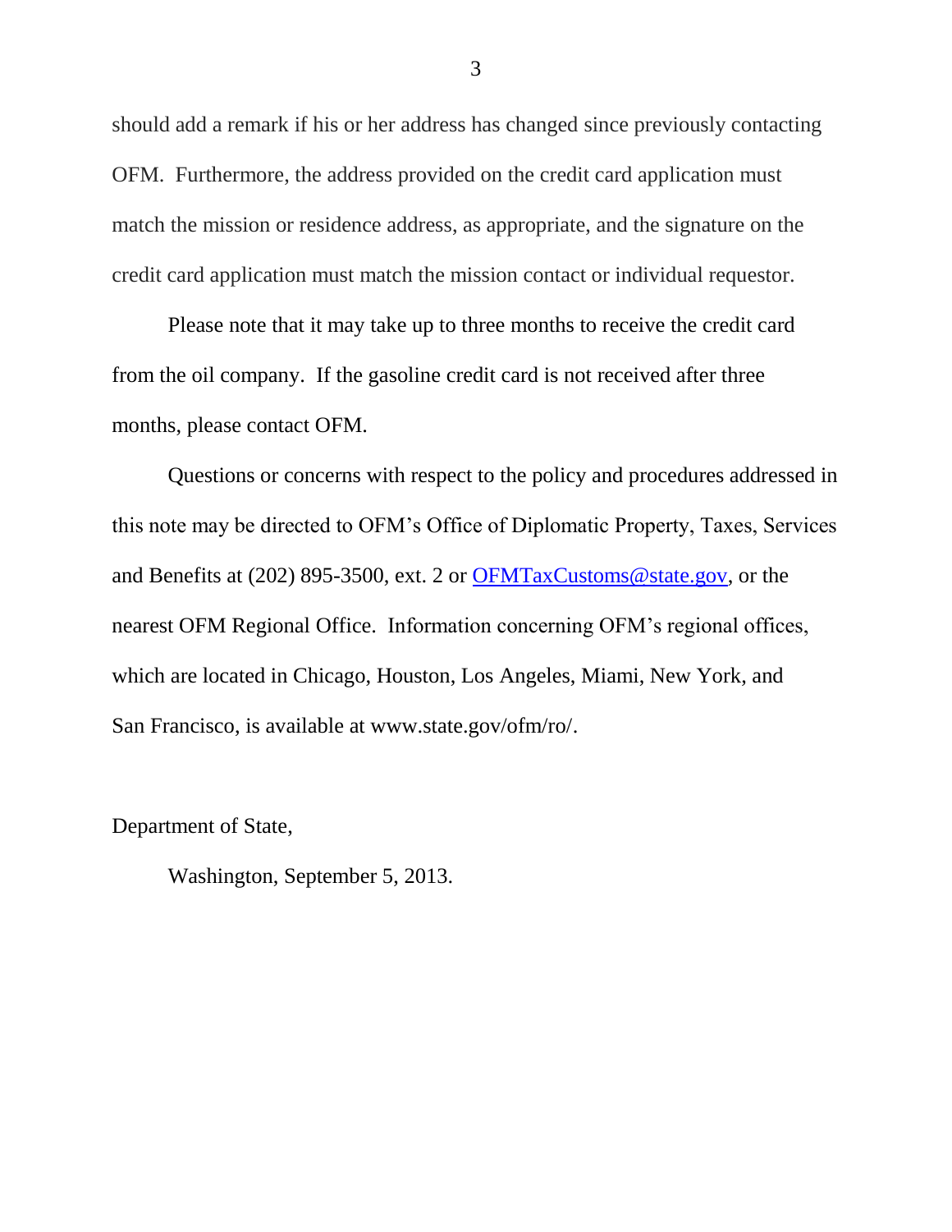should add a remark if his or her address has changed since previously contacting OFM. Furthermore, the address provided on the credit card application must match the mission or residence address, as appropriate, and the signature on the credit card application must match the mission contact or individual requestor.

Please note that it may take up to three months to receive the credit card from the oil company. If the gasoline credit card is not received after three months, please contact OFM.

Questions or concerns with respect to the policy and procedures addressed in this note may be directed to OFM's Office of Diplomatic Property, Taxes, Services and Benefits at (202) 895-3500, ext. 2 or [OFMTaxCustoms@state.gov](mailto:OFMTaxCustoms@state.gov), or the nearest OFM Regional Office. Information concerning OFM's regional offices, which are located in Chicago, Houston, Los Angeles, Miami, New York, and San Francisco, is available at www.state.gov/ofm/ro/.

Department of State,

Washington, September 5, 2013.